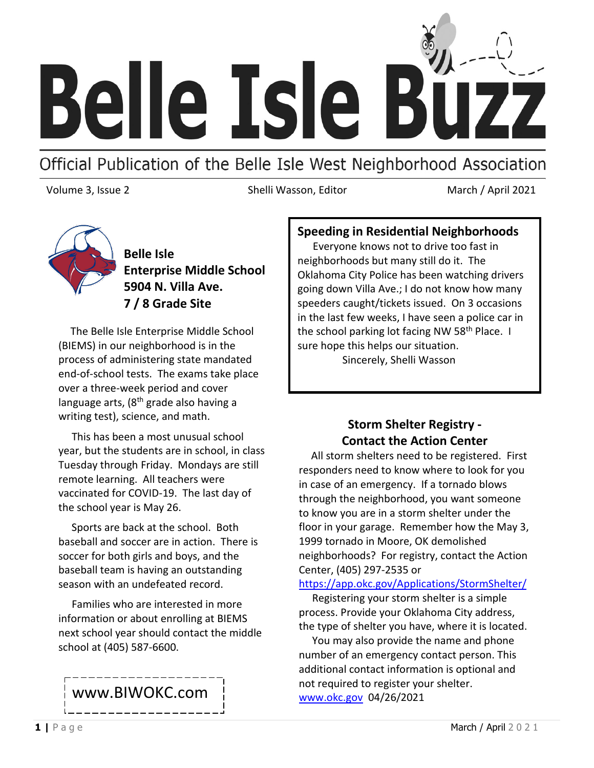# Belle Isle Buzz

Official Publication of the Belle Isle West Neighborhood Association

Volume 3, Issue 2 — Shelli Wasson, Editor — March / April 2021

## Belle Isle Enterprise Middle School 5904 N. Villa Ave. 7 / 8 Grade Site

The Belle Isle Enterprise Middle School (BIEMS) in our neighborhood is in the process of administering state mandated end-of-school tests. The exams take place over a three-week period and cover language arts, (8th grade also having a writing test), science, and math.

This has been a most unusual school year, but the students are in school, in class Tuesday through Friday. Mondays are still remote learning. All teachers were vaccinated for COVID-19. The last day of the school year is May 26.

Sports are back at the school. Both baseball and soccer are in action. There is soccer for both girls and boys, and the baseball team is having an outstanding season with an undefeated record.

Families who are interested in more information or about enrolling at BIEMS next school year should contact the middle school at (405) 587-6600.

www.BIWOKC.com

## Speeding in Residential Neighborhoods

Everyone knows not to drive too fast in neighborhoods but many still do it. The Oklahoma City Police has been watching drivers going down Villa Ave.; I do not know how many speeders caught/tickets issued. On 3 occasions in the last few weeks, I have seen a police car in the school parking lot facing NW 58th Place. I sure hope this helps our situation.

Sincerely, Shelli Wasson

## Storm Shelter Registry - Contact the Action Center

All storm shelters need to be registered. First responders need to know where to look for you in case of an emergency. If a tornado blows through the neighborhood, you want someone to know you are in a storm shelter under the floor in your garage. Remember how the May 3, 1999 tornado in Moore, OK demolished neighborhoods? For registry, contact the Action Center, (405) 297-2535 or https://app.okc.gov/Applications/StormShelter/

Registering your storm shelter is a simple process. Provide your Oklahoma City address, the type of shelter you have, where it is located.

You may also provide the name and phone number of an emergency contact person. This additional contact information is optional and not required to register your shelter. www.okc.gov 04/26/2021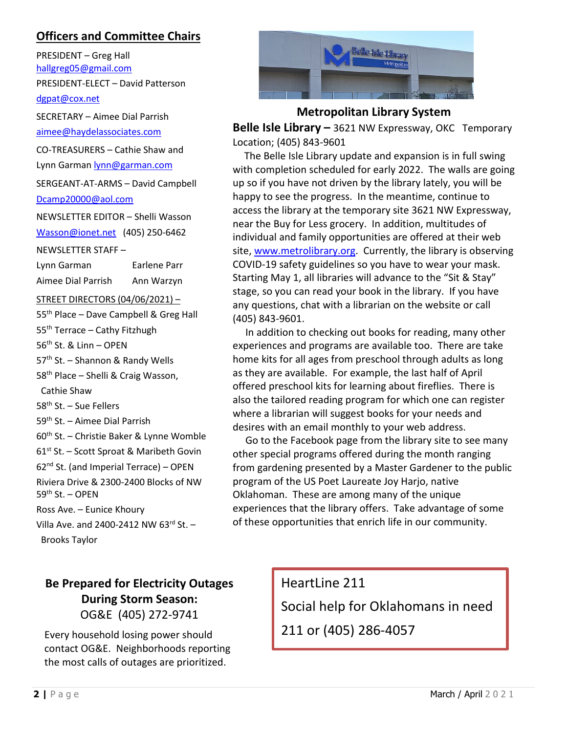## Officers and Committee Chairs

PRESIDENT – Greg Hall
hallgreg05@gmail.com

PRESIDENT-ELECT – David Patterson
dgpat@cox.net

SECRETARY – Aimee Dial Parrish
aimee@haydelassociates.com

CO-TREASURERS – Cathie Shaw and Lynn Garman lynn@garman.com

SERGEANT-AT-ARMS – David Campbell
Dcamp20000@aol.com

NEWSLETTER EDITOR – Shelli Wasson
Wasson@ionet.net (405) 250-6462

NEWSLETTER STAFF –

| | |
|---|---|
| Lynn Garman | Earlene Parr |
| Aimee Dial Parrish | Ann Warzyn |

STREET DIRECTORS (04/06/2021) –

55th Place – Dave Campbell & Greg Hall
55th Terrace – Cathy Fitzhugh
56th St. & Linn – OPEN
57th St. – Shannon & Randy Wells
58th Place – Shelli & Craig Wasson, Cathie Shaw
58th St. – Sue Fellers
59th St. – Aimee Dial Parrish
60th St. – Christie Baker & Lynne Womble
61st St. – Scott Sproat & Maribeth Govin
62nd St. (and Imperial Terrace) – OPEN
Riviera Drive & 2300-2400 Blocks of NW 59th St. – OPEN
Ross Ave. – Eunice Khoury
Villa Ave. and 2400-2412 NW 63rd St. – Brooks Taylor

## Metropolitan Library System

**Belle Isle Library –** 3621 NW Expressway, OKC Temporary Location; (405) 843-9601

The Belle Isle Library update and expansion is in full swing with completion scheduled for early 2022. The walls are going up so if you have not driven by the library lately, you will be happy to see the progress. In the meantime, continue to access the library at the temporary site 3621 NW Expressway, near the Buy for Less grocery. In addition, multitudes of individual and family opportunities are offered at their web site, www.metrolibrary.org. Currently, the library is observing COVID-19 safety guidelines so you have to wear your mask. Starting May 1, all libraries will advance to the "Sit & Stay" stage, so you can read your book in the library. If you have any questions, chat with a librarian on the website or call (405) 843-9601.

In addition to checking out books for reading, many other experiences and programs are available too. There are take home kits for all ages from preschool through adults as long as they are available. For example, the last half of April offered preschool kits for learning about fireflies. There is also the tailored reading program for which one can register where a librarian will suggest books for your needs and desires with an email monthly to your web address.

Go to the Facebook page from the library site to see many other special programs offered during the month ranging from gardening presented by a Master Gardener to the public program of the US Poet Laureate Joy Harjo, native Oklahoman. These are among many of the unique experiences that the library offers. Take advantage of some of these opportunities that enrich life in our community.

### Be Prepared for Electricity Outages During Storm Season:

OG&E (405) 272-9741

Every household losing power should contact OG&E. Neighborhoods reporting the most calls of outages are prioritized.

HeartLine 211

Social help for Oklahomans in need

211 or (405) 286-4057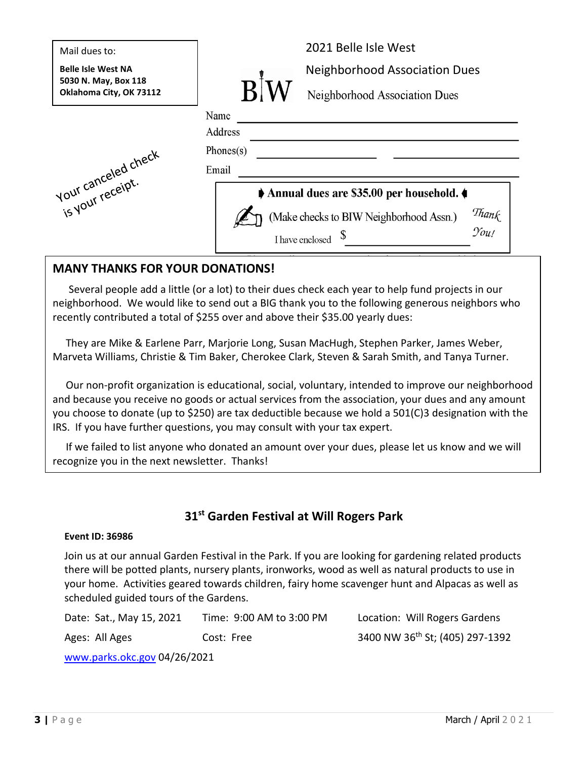Mail dues to:

**Belle Isle West NA**
**5030 N. May, Box 118**
**Oklahoma City, OK 73112**

Your canceled check is your receipt.

## 2021 Belle Isle West

## Neighborhood Association Dues

BIW Neighborhood Association Dues

Name \_\_\_\_\_\_\_\_\_\_\_\_\_\_\_\_\_\_\_\_\_\_\_\_\_\_\_\_\_\_\_\_\_\_\_\_\_\_\_\_

Address \_\_\_\_\_\_\_\_\_\_\_\_\_\_\_\_\_\_\_\_\_\_\_\_\_\_\_\_\_\_\_\_\_\_\_\_\_\_\_\_

Phones(s) \_\_\_\_\_\_\_\_\_\_\_\_\_\_\_\_\_\_\_\_ \_\_\_\_\_\_\_\_\_\_\_\_\_\_\_\_\_\_\_\_

Email \_\_\_\_\_\_\_\_\_\_\_\_\_\_\_\_\_\_\_\_\_\_\_\_\_\_\_\_\_\_\_\_\_\_\_\_\_\_\_\_

**Annual dues are $35.00 per household.**

(Make checks to BIW Neighborhood Assn.)

I have enclosed $ \_\_\_\_\_\_\_\_\_\_\_\_\_\_\_\_\_\_\_\_

*Thank You!*

## MANY THANKS FOR YOUR DONATIONS!

Several people add a little (or a lot) to their dues check each year to help fund projects in our neighborhood. We would like to send out a BIG thank you to the following generous neighbors who recently contributed a total of $255 over and above their $35.00 yearly dues:

They are Mike & Earlene Parr, Marjorie Long, Susan MacHugh, Stephen Parker, James Weber, Marveta Williams, Christie & Tim Baker, Cherokee Clark, Steven & Sarah Smith, and Tanya Turner.

Our non-profit organization is educational, social, voluntary, intended to improve our neighborhood and because you receive no goods or actual services from the association, your dues and any amount you choose to donate (up to $250) are tax deductible because we hold a 501(C)3 designation with the IRS. If you have further questions, you may consult with your tax expert.

If we failed to list anyone who donated an amount over your dues, please let us know and we will recognize you in the next newsletter. Thanks!

## 31st Garden Festival at Will Rogers Park

**Event ID: 36986**

Join us at our annual Garden Festival in the Park. If you are looking for gardening related products there will be potted plants, nursery plants, ironworks, wood as well as natural products to use in your home. Activities geared towards children, fairy home scavenger hunt and Alpacas as well as scheduled guided tours of the Gardens.

Date: Sat., May 15, 2021 Time: 9:00 AM to 3:00 PM Location: Will Rogers Gardens

Ages: All Ages Cost: Free 3400 NW 36th St; (405) 297-1392

www.parks.okc.gov 04/26/2021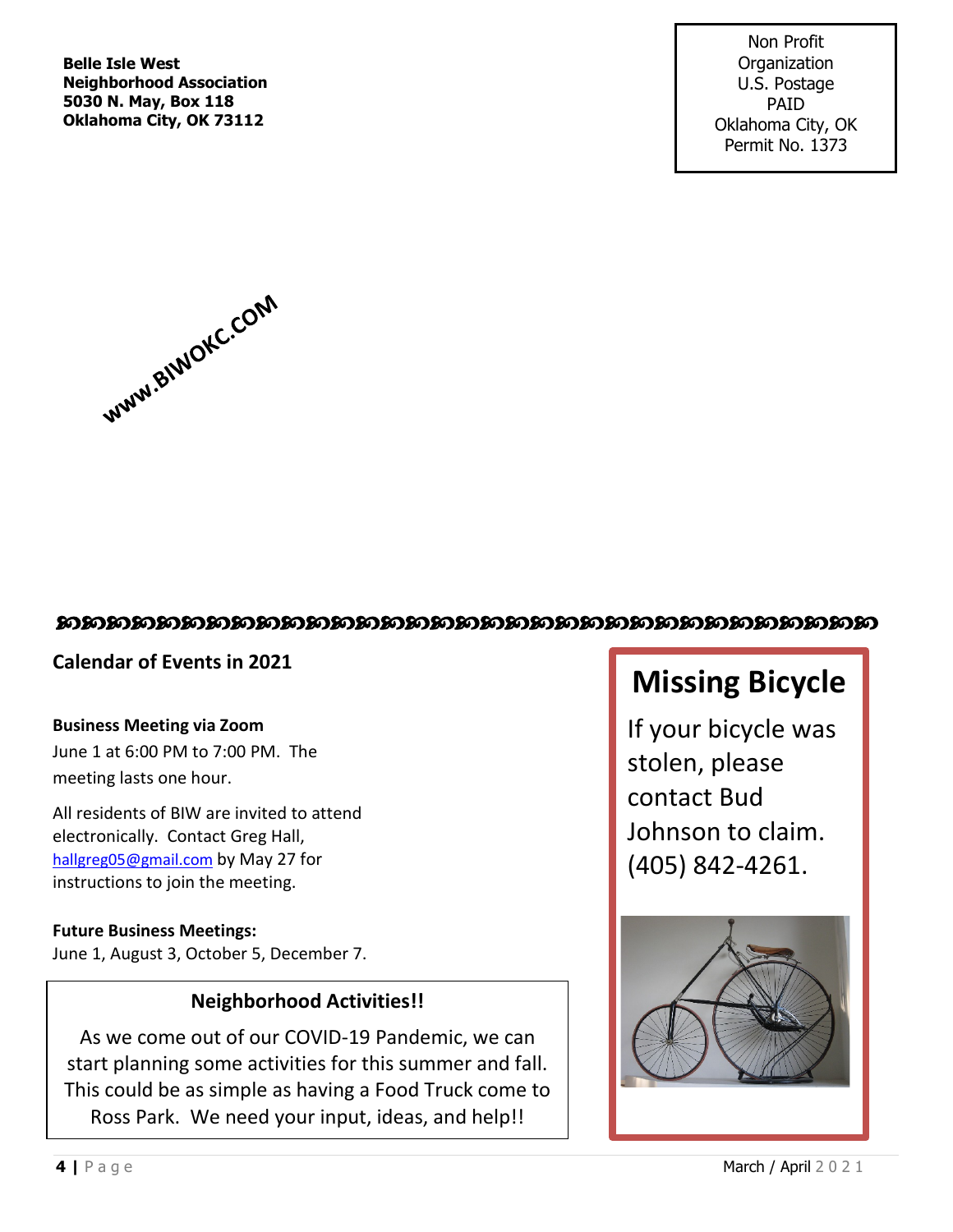**Belle Isle West**
**Neighborhood Association**
**5030 N. May, Box 118**
**Oklahoma City, OK 73112**

Non Profit
Organization
U.S. Postage
PAID
Oklahoma City, OK
Permit No. 1373

**WWW.BIWOKC.COM**

## Calendar of Events in 2021

**Business Meeting via Zoom**
June 1 at 6:00 PM to 7:00 PM. The meeting lasts one hour.

All residents of BIW are invited to attend electronically. Contact Greg Hall, hallgreg05@gmail.com by May 27 for instructions to join the meeting.

**Future Business Meetings:**
June 1, August 3, October 5, December 7.

### Neighborhood Activities!!

As we come out of our COVID-19 Pandemic, we can start planning some activities for this summer and fall. This could be as simple as having a Food Truck come to Ross Park. We need your input, ideas, and help!!

## Missing Bicycle

If your bicycle was stolen, please contact Bud Johnson to claim. (405) 842-4261.

March / April 2021